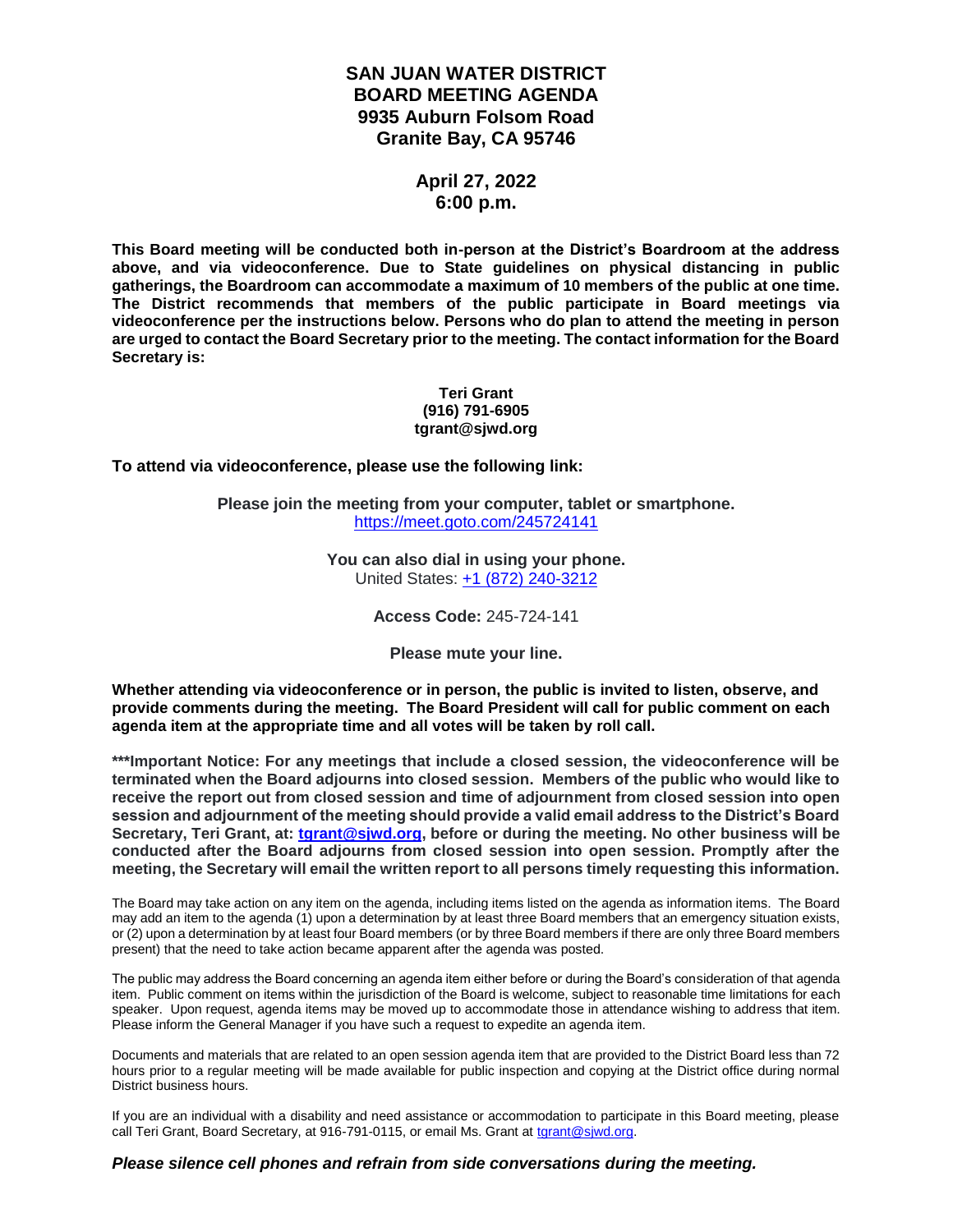# SAN JUAN WATER DISTRICT
# BOARD MEETING AGENDA
## 9935 Auburn Folsom Road
## Granite Bay, CA 95746

## April 27, 2022
## 6:00 p.m.

**This Board meeting will be conducted both in-person at the District's Boardroom at the address above, and via videoconference. Due to State guidelines on physical distancing in public gatherings, the Boardroom can accommodate a maximum of 10 members of the public at one time. The District recommends that members of the public participate in Board meetings via videoconference per the instructions below. Persons who do plan to attend the meeting in person are urged to contact the Board Secretary prior to the meeting. The contact information for the Board Secretary is:**

**Teri Grant**
**(916) 791-6905**
**tgrant@sjwd.org**

**To attend via videoconference, please use the following link:**

**Please join the meeting from your computer, tablet or smartphone.**
https://meet.goto.com/245724141

**You can also dial in using your phone.**
United States: +1 (872) 240-3212

**Access Code:** 245-724-141

**Please mute your line.**

**Whether attending via videoconference or in person, the public is invited to listen, observe, and provide comments during the meeting. The Board President will call for public comment on each agenda item at the appropriate time and all votes will be taken by roll call.**

**\*\*\*Important Notice: For any meetings that include a closed session, the videoconference will be terminated when the Board adjourns into closed session. Members of the public who would like to receive the report out from closed session and time of adjournment from closed session into open session and adjournment of the meeting should provide a valid email address to the District's Board Secretary, Teri Grant, at: tgrant@sjwd.org, before or during the meeting. No other business will be conducted after the Board adjourns from closed session into open session. Promptly after the meeting, the Secretary will email the written report to all persons timely requesting this information.**

The Board may take action on any item on the agenda, including items listed on the agenda as information items. The Board may add an item to the agenda (1) upon a determination by at least three Board members that an emergency situation exists, or (2) upon a determination by at least four Board members (or by three Board members if there are only three Board members present) that the need to take action became apparent after the agenda was posted.

The public may address the Board concerning an agenda item either before or during the Board's consideration of that agenda item. Public comment on items within the jurisdiction of the Board is welcome, subject to reasonable time limitations for each speaker. Upon request, agenda items may be moved up to accommodate those in attendance wishing to address that item. Please inform the General Manager if you have such a request to expedite an agenda item.

Documents and materials that are related to an open session agenda item that are provided to the District Board less than 72 hours prior to a regular meeting will be made available for public inspection and copying at the District office during normal District business hours.

If you are an individual with a disability and need assistance or accommodation to participate in this Board meeting, please call Teri Grant, Board Secretary, at 916-791-0115, or email Ms. Grant at tgrant@sjwd.org.

***Please silence cell phones and refrain from side conversations during the meeting.***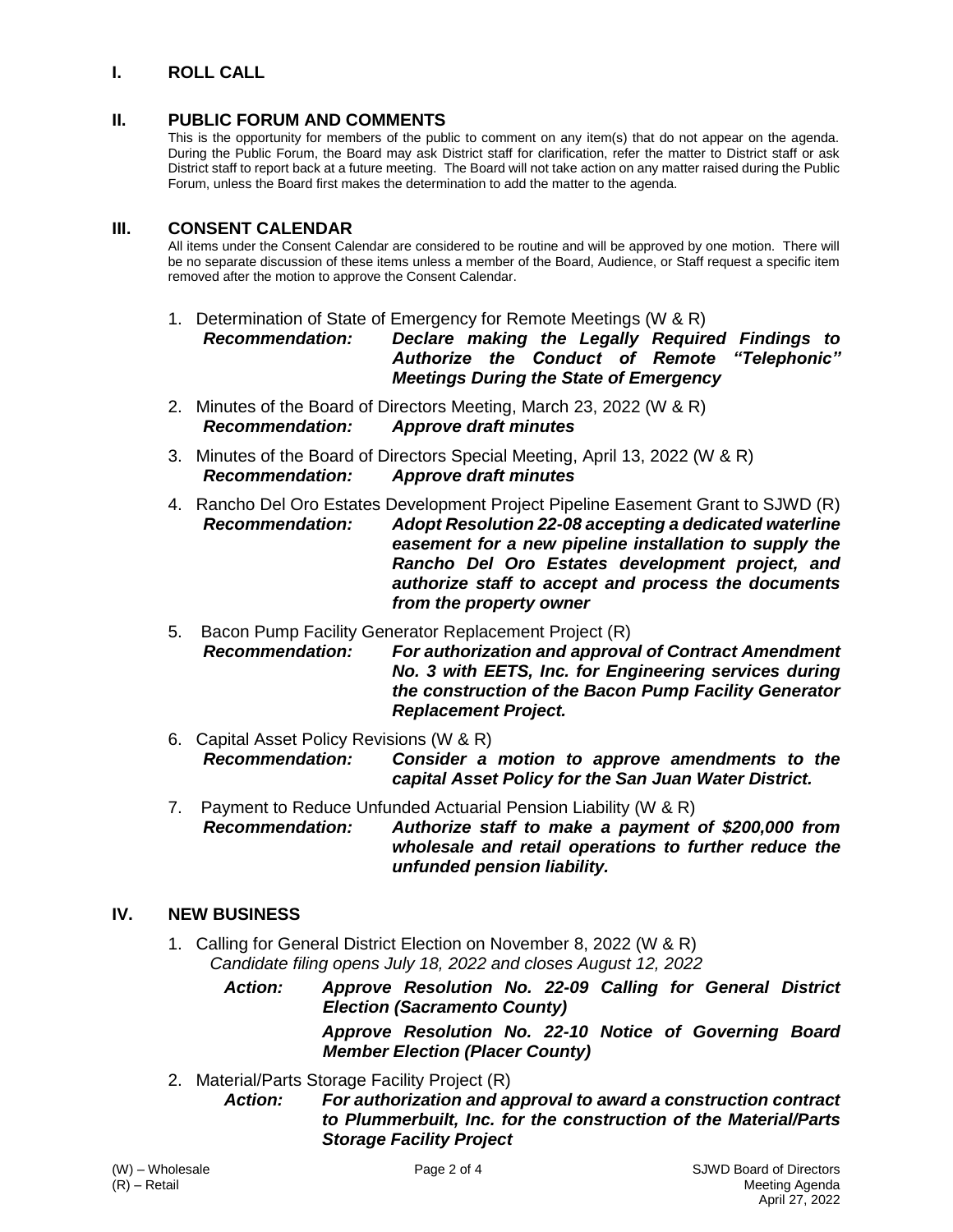## I. ROLL CALL

## II. PUBLIC FORUM AND COMMENTS

This is the opportunity for members of the public to comment on any item(s) that do not appear on the agenda. During the Public Forum, the Board may ask District staff for clarification, refer the matter to District staff or ask District staff to report back at a future meeting. The Board will not take action on any matter raised during the Public Forum, unless the Board first makes the determination to add the matter to the agenda.

## III. CONSENT CALENDAR

All items under the Consent Calendar are considered to be routine and will be approved by one motion. There will be no separate discussion of these items unless a member of the Board, Audience, or Staff request a specific item removed after the motion to approve the Consent Calendar.

1. Determination of State of Emergency for Remote Meetings (W & R)
   ***Recommendation:*** ***Declare making the Legally Required Findings to Authorize the Conduct of Remote "Telephonic" Meetings During the State of Emergency***

2. Minutes of the Board of Directors Meeting, March 23, 2022 (W & R)
   ***Recommendation:*** ***Approve draft minutes***

3. Minutes of the Board of Directors Special Meeting, April 13, 2022 (W & R)
   ***Recommendation:*** ***Approve draft minutes***

4. Rancho Del Oro Estates Development Project Pipeline Easement Grant to SJWD (R)
   ***Recommendation:*** ***Adopt Resolution 22-08 accepting a dedicated waterline easement for a new pipeline installation to supply the Rancho Del Oro Estates development project, and authorize staff to accept and process the documents from the property owner***

5. Bacon Pump Facility Generator Replacement Project (R)
   ***Recommendation:*** ***For authorization and approval of Contract Amendment No. 3 with EETS, Inc. for Engineering services during the construction of the Bacon Pump Facility Generator Replacement Project.***

6. Capital Asset Policy Revisions (W & R)
   ***Recommendation:*** ***Consider a motion to approve amendments to the capital Asset Policy for the San Juan Water District.***

7. Payment to Reduce Unfunded Actuarial Pension Liability (W & R)
   ***Recommendation:*** ***Authorize staff to make a payment of $200,000 from wholesale and retail operations to further reduce the unfunded pension liability.***

## IV. NEW BUSINESS

1. Calling for General District Election on November 8, 2022 (W & R)
   *Candidate filing opens July 18, 2022 and closes August 12, 2022*

   ***Action:*** ***Approve Resolution No. 22-09 Calling for General District Election (Sacramento County)***

   ***Approve Resolution No. 22-10 Notice of Governing Board Member Election (Placer County)***

2. Material/Parts Storage Facility Project (R)
   ***Action:*** ***For authorization and approval to award a construction contract to Plummerbuilt, Inc. for the construction of the Material/Parts Storage Facility Project***

(W) – Wholesale
(R) – Retail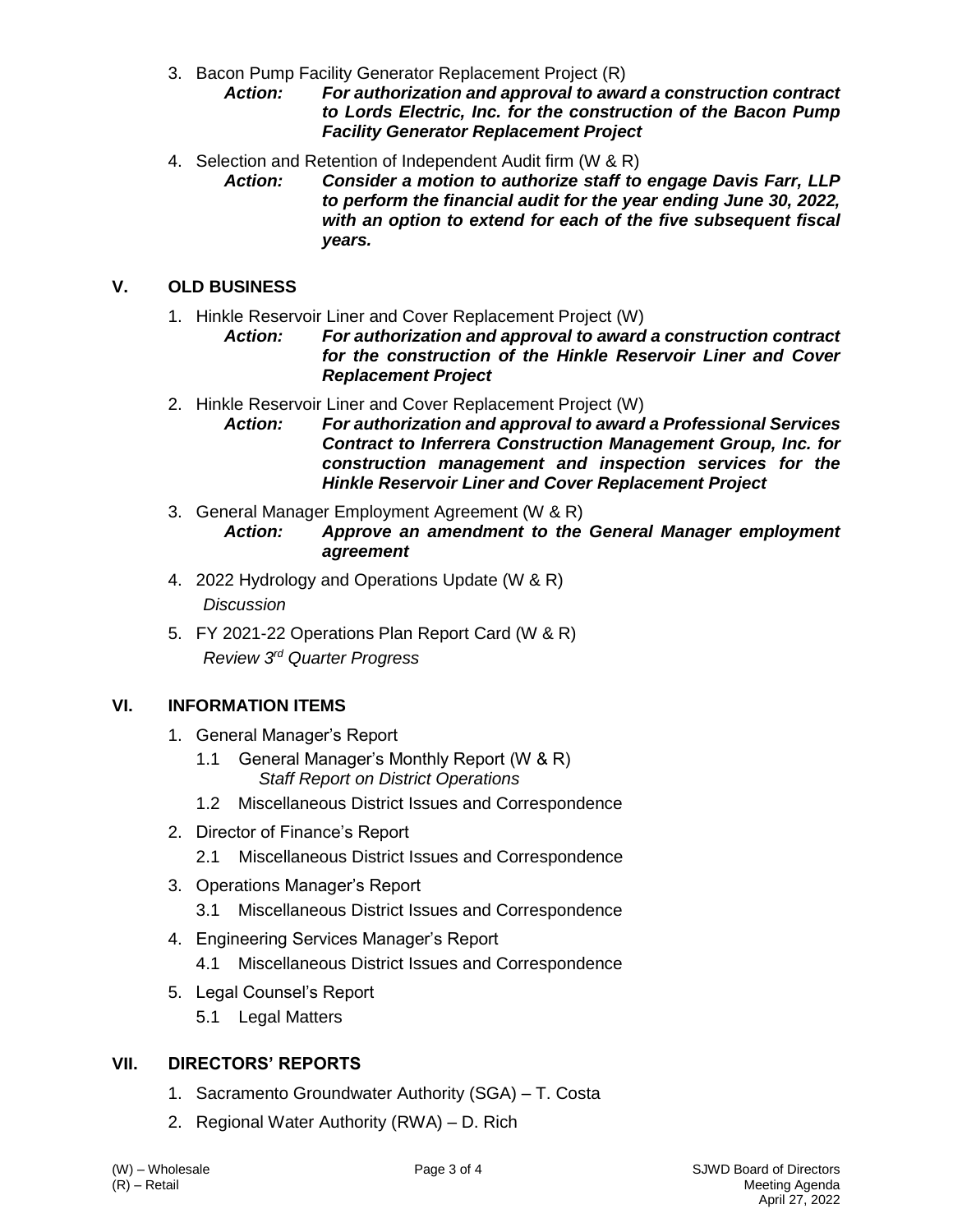3. Bacon Pump Facility Generator Replacement Project (R)
   *Action:* ***For authorization and approval to award a construction contract to Lords Electric, Inc. for the construction of the Bacon Pump Facility Generator Replacement Project***

4. Selection and Retention of Independent Audit firm (W & R)
   *Action:* ***Consider a motion to authorize staff to engage Davis Farr, LLP to perform the financial audit for the year ending June 30, 2022, with an option to extend for each of the five subsequent fiscal years.***

## V. OLD BUSINESS

1. Hinkle Reservoir Liner and Cover Replacement Project (W)
   *Action:* ***For authorization and approval to award a construction contract for the construction of the Hinkle Reservoir Liner and Cover Replacement Project***

2. Hinkle Reservoir Liner and Cover Replacement Project (W)
   *Action:* ***For authorization and approval to award a Professional Services Contract to Inferrera Construction Management Group, Inc. for construction management and inspection services for the Hinkle Reservoir Liner and Cover Replacement Project***

3. General Manager Employment Agreement (W & R)
   *Action:* ***Approve an amendment to the General Manager employment agreement***

4. 2022 Hydrology and Operations Update (W & R)
   *Discussion*

5. FY 2021-22 Operations Plan Report Card (W & R)
   *Review 3rd Quarter Progress*

## VI. INFORMATION ITEMS

1. General Manager's Report
   - 1.1 General Manager's Monthly Report (W & R)
     *Staff Report on District Operations*
   - 1.2 Miscellaneous District Issues and Correspondence

2. Director of Finance's Report
   - 2.1 Miscellaneous District Issues and Correspondence

3. Operations Manager's Report
   - 3.1 Miscellaneous District Issues and Correspondence

4. Engineering Services Manager's Report
   - 4.1 Miscellaneous District Issues and Correspondence

5. Legal Counsel's Report
   - 5.1 Legal Matters

## VII. DIRECTORS' REPORTS

1. Sacramento Groundwater Authority (SGA) – T. Costa
2. Regional Water Authority (RWA) – D. Rich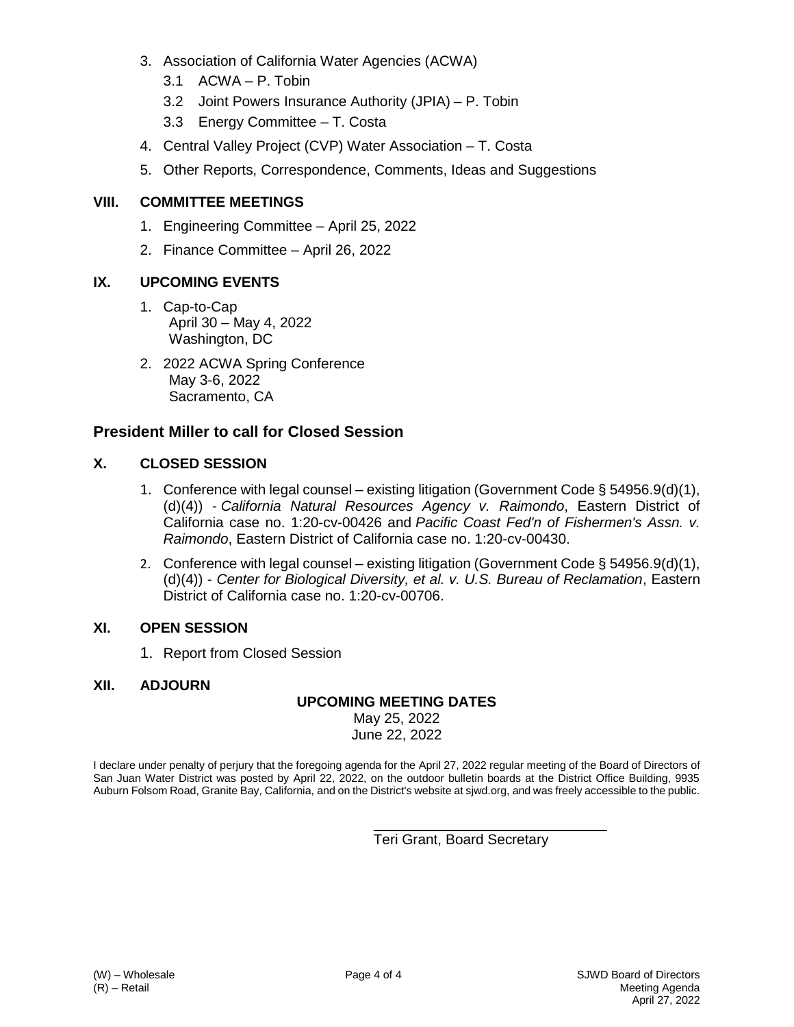3. Association of California Water Agencies (ACWA)
   - 3.1 ACWA – P. Tobin
   - 3.2 Joint Powers Insurance Authority (JPIA) – P. Tobin
   - 3.3 Energy Committee – T. Costa
4. Central Valley Project (CVP) Water Association – T. Costa
5. Other Reports, Correspondence, Comments, Ideas and Suggestions

## VIII. COMMITTEE MEETINGS

1. Engineering Committee – April 25, 2022
2. Finance Committee – April 26, 2022

## IX. UPCOMING EVENTS

1. Cap-to-Cap
   April 30 – May 4, 2022
   Washington, DC
2. 2022 ACWA Spring Conference
   May 3-6, 2022
   Sacramento, CA

## President Miller to call for Closed Session

## X. CLOSED SESSION

1. Conference with legal counsel – existing litigation (Government Code § 54956.9(d)(1), (d)(4)) - *California Natural Resources Agency v. Raimondo*, Eastern District of California case no. 1:20-cv-00426 and *Pacific Coast Fed'n of Fishermen's Assn. v. Raimondo*, Eastern District of California case no. 1:20-cv-00430.
2. Conference with legal counsel – existing litigation (Government Code § 54956.9(d)(1), (d)(4)) - *Center for Biological Diversity, et al. v. U.S. Bureau of Reclamation*, Eastern District of California case no. 1:20-cv-00706.

## XI. OPEN SESSION

1. Report from Closed Session

## XII. ADJOURN

**UPCOMING MEETING DATES**

May 25, 2022
June 22, 2022

I declare under penalty of perjury that the foregoing agenda for the April 27, 2022 regular meeting of the Board of Directors of San Juan Water District was posted by April 22, 2022, on the outdoor bulletin boards at the District Office Building, 9935 Auburn Folsom Road, Granite Bay, California, and on the District's website at sjwd.org, and was freely accessible to the public.

Teri Grant, Board Secretary

(W) – Wholesale
(R) – Retail